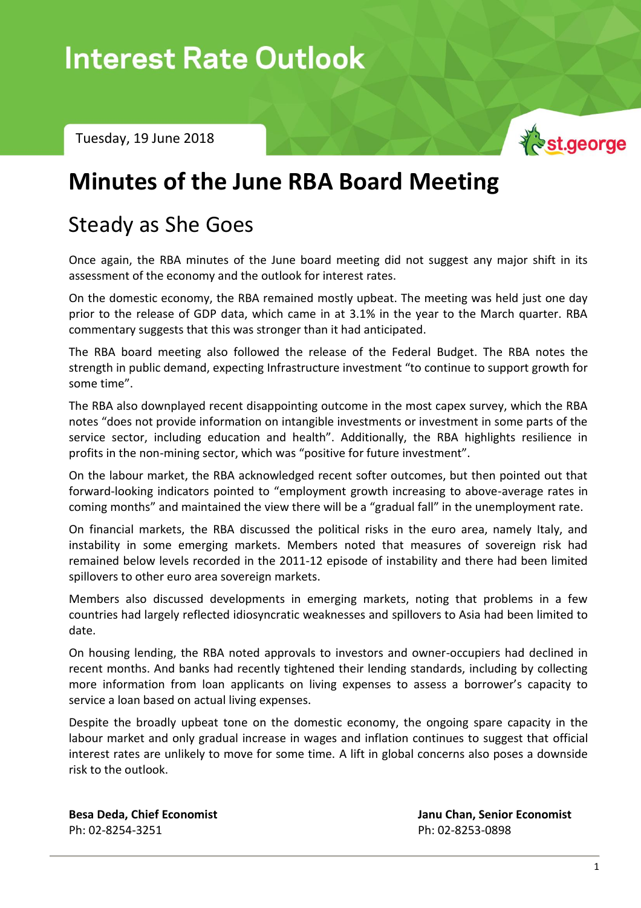# Interest Rate Outlook

Tuesday, 19 June 2018

## Minutes of the June RBA Board Meeting

### Steady as She Goes

Once again, the RBA minutes of the June board meeting did not suggest any major shift in its assessment of the economy and the outlook for interest rates.

On the domestic economy, the RBA remained mostly upbeat. The meeting was held just one day prior to the release of GDP data, which came in at 3.1% in the year to the March quarter. RBA commentary suggests that this was stronger than it had anticipated.

The RBA board meeting also followed the release of the Federal Budget. The RBA notes the strength in public demand, expecting Infrastructure investment "to continue to support growth for some time".

The RBA also downplayed recent disappointing outcome in the most capex survey, which the RBA notes "does not provide information on intangible investments or investment in some parts of the service sector, including education and health". Additionally, the RBA highlights resilience in profits in the non-mining sector, which was "positive for future investment".

On the labour market, the RBA acknowledged recent softer outcomes, but then pointed out that forward-looking indicators pointed to "employment growth increasing to above-average rates in coming months" and maintained the view there will be a "gradual fall" in the unemployment rate.

On financial markets, the RBA discussed the political risks in the euro area, namely Italy, and instability in some emerging markets. Members noted that measures of sovereign risk had remained below levels recorded in the 2011-12 episode of instability and there had been limited spillovers to other euro area sovereign markets.

Members also discussed developments in emerging markets, noting that problems in a few countries had largely reflected idiosyncratic weaknesses and spillovers to Asia had been limited to date.

On housing lending, the RBA noted approvals to investors and owner-occupiers had declined in recent months. And banks had recently tightened their lending standards, including by collecting more information from loan applicants on living expenses to assess a borrower's capacity to service a loan based on actual living expenses.

Despite the broadly upbeat tone on the domestic economy, the ongoing spare capacity in the labour market and only gradual increase in wages and inflation continues to suggest that official interest rates are unlikely to move for some time. A lift in global concerns also poses a downside risk to the outlook.

**Besa Deda, Chief Economist**
Ph: 02-8254-3251

**Janu Chan, Senior Economist**
Ph: 02-8253-0898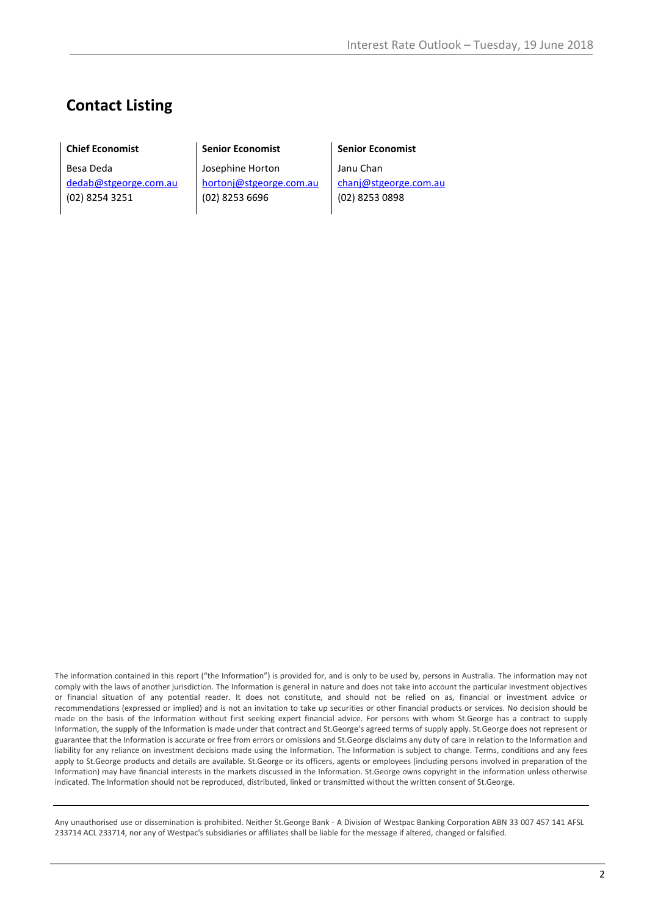# Contact Listing

**Chief Economist**

Besa Deda
dedab@stgeorge.com.au
(02) 8254 3251

**Senior Economist**

Josephine Horton
hortonj@stgeorge.com.au
(02) 8253 6696

**Senior Economist**

Janu Chan
chanj@stgeorge.com.au
(02) 8253 0898

The information contained in this report ("the Information") is provided for, and is only to be used by, persons in Australia. The information may not comply with the laws of another jurisdiction. The Information is general in nature and does not take into account the particular investment objectives or financial situation of any potential reader. It does not constitute, and should not be relied on as, financial or investment advice or recommendations (expressed or implied) and is not an invitation to take up securities or other financial products or services. No decision should be made on the basis of the Information without first seeking expert financial advice. For persons with whom St.George has a contract to supply Information, the supply of the Information is made under that contract and St.George's agreed terms of supply apply. St.George does not represent or guarantee that the Information is accurate or free from errors or omissions and St.George disclaims any duty of care in relation to the Information and liability for any reliance on investment decisions made using the Information. The Information is subject to change. Terms, conditions and any fees apply to St.George products and details are available. St.George or its officers, agents or employees (including persons involved in preparation of the Information) may have financial interests in the markets discussed in the Information. St.George owns copyright in the information unless otherwise indicated. The Information should not be reproduced, distributed, linked or transmitted without the written consent of St.George.

Any unauthorised use or dissemination is prohibited. Neither St.George Bank - A Division of Westpac Banking Corporation ABN 33 007 457 141 AFSL 233714 ACL 233714, nor any of Westpac's subsidiaries or affiliates shall be liable for the message if altered, changed or falsified.